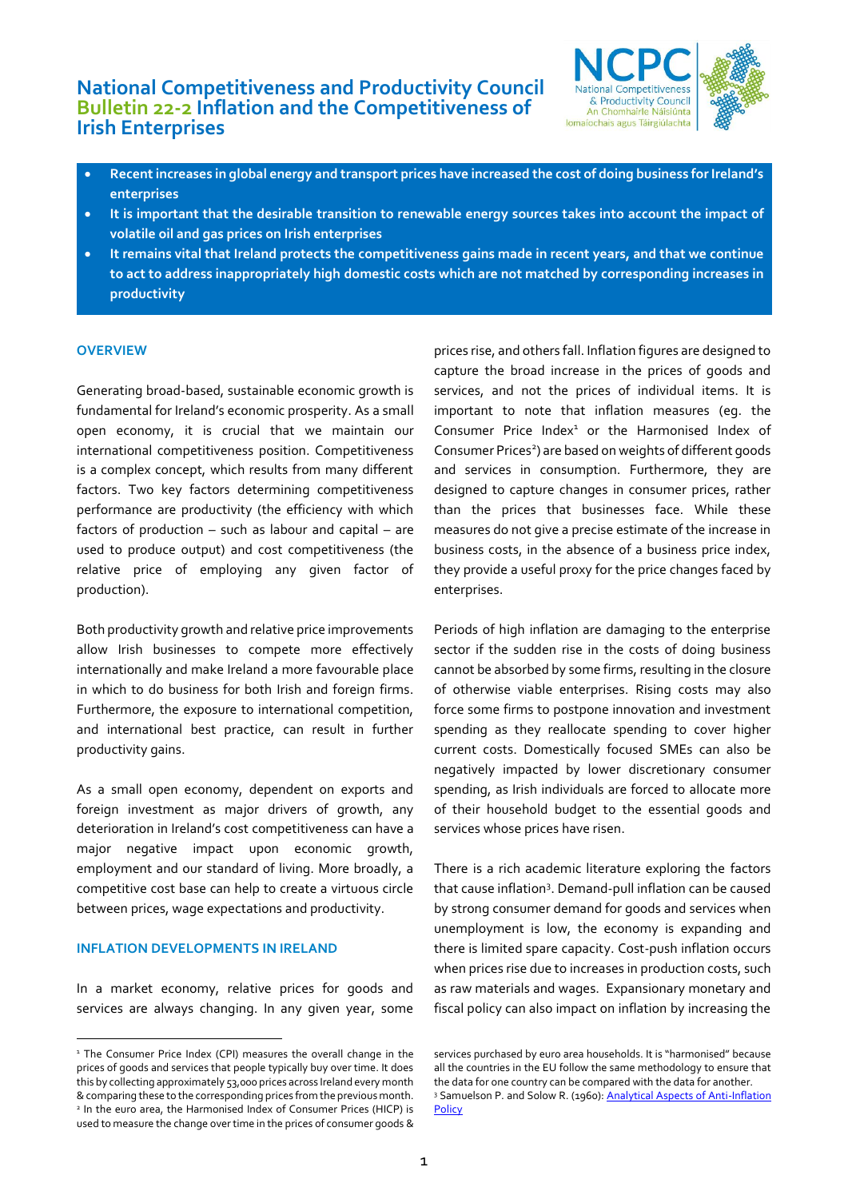# National Competitiveness and Productivity Council
## Bulletin 22-2 Inflation and the Competitiveness of Irish Enterprises

- **Recent increases in global energy and transport prices have increased the cost of doing business for Ireland's enterprises**
- **It is important that the desirable transition to renewable energy sources takes into account the impact of volatile oil and gas prices on Irish enterprises**
- **It remains vital that Ireland protects the competitiveness gains made in recent years, and that we continue to act to address inappropriately high domestic costs which are not matched by corresponding increases in productivity**

### OVERVIEW

Generating broad-based, sustainable economic growth is fundamental for Ireland's economic prosperity. As a small open economy, it is crucial that we maintain our international competitiveness position. Competitiveness is a complex concept, which results from many different factors. Two key factors determining competitiveness performance are productivity (the efficiency with which factors of production – such as labour and capital – are used to produce output) and cost competitiveness (the relative price of employing any given factor of production).

Both productivity growth and relative price improvements allow Irish businesses to compete more effectively internationally and make Ireland a more favourable place in which to do business for both Irish and foreign firms. Furthermore, the exposure to international competition, and international best practice, can result in further productivity gains.

As a small open economy, dependent on exports and foreign investment as major drivers of growth, any deterioration in Ireland's cost competitiveness can have a major negative impact upon economic growth, employment and our standard of living. More broadly, a competitive cost base can help to create a virtuous circle between prices, wage expectations and productivity.

### INFLATION DEVELOPMENTS IN IRELAND

In a market economy, relative prices for goods and services are always changing. In any given year, some prices rise, and others fall. Inflation figures are designed to capture the broad increase in the prices of goods and services, and not the prices of individual items. It is important to note that inflation measures (eg. the Consumer Price Index[1] or the Harmonised Index of Consumer Prices[2]) are based on weights of different goods and services in consumption. Furthermore, they are designed to capture changes in consumer prices, rather than the prices that businesses face. While these measures do not give a precise estimate of the increase in business costs, in the absence of a business price index, they provide a useful proxy for the price changes faced by enterprises.

Periods of high inflation are damaging to the enterprise sector if the sudden rise in the costs of doing business cannot be absorbed by some firms, resulting in the closure of otherwise viable enterprises. Rising costs may also force some firms to postpone innovation and investment spending as they reallocate spending to cover higher current costs. Domestically focused SMEs can also be negatively impacted by lower discretionary consumer spending, as Irish individuals are forced to allocate more of their household budget to the essential goods and services whose prices have risen.

There is a rich academic literature exploring the factors that cause inflation[3]. Demand-pull inflation can be caused by strong consumer demand for goods and services when unemployment is low, the economy is expanding and there is limited spare capacity. Cost-push inflation occurs when prices rise due to increases in production costs, such as raw materials and wages. Expansionary monetary and fiscal policy can also impact on inflation by increasing the

---

[1] The Consumer Price Index (CPI) measures the overall change in the prices of goods and services that people typically buy over time. It does this by collecting approximately 53,000 prices across Ireland every month & comparing these to the corresponding prices from the previous month.

[2] In the euro area, the Harmonised Index of Consumer Prices (HICP) is used to measure the change over time in the prices of consumer goods & services purchased by euro area households. It is "harmonised" because all the countries in the EU follow the same methodology to ensure that the data for one country can be compared with the data for another.

[3] Samuelson P. and Solow R. (1960): Analytical Aspects of Anti-Inflation Policy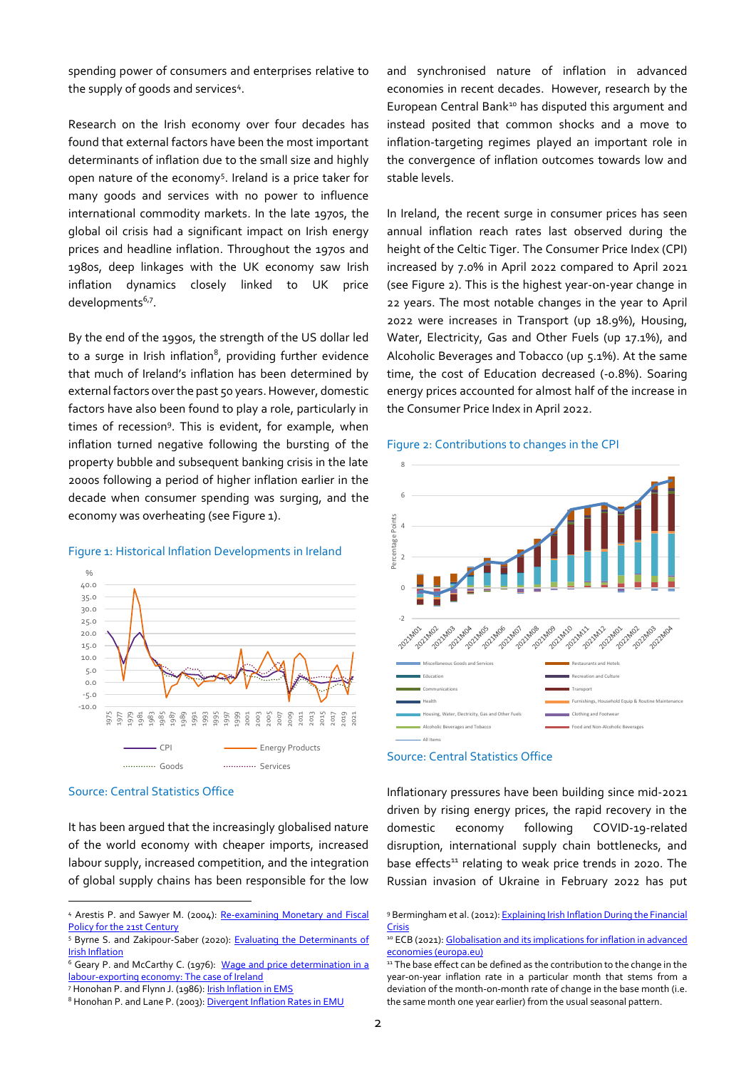spending power of consumers and enterprises relative to the supply of goods and services[4].

Research on the Irish economy over four decades has found that external factors have been the most important determinants of inflation due to the small size and highly open nature of the economy[5]. Ireland is a price taker for many goods and services with no power to influence international commodity markets. In the late 1970s, the global oil crisis had a significant impact on Irish energy prices and headline inflation. Throughout the 1970s and 1980s, deep linkages with the UK economy saw Irish inflation dynamics closely linked to UK price developments[6,7].

By the end of the 1990s, the strength of the US dollar led to a surge in Irish inflation[8], providing further evidence that much of Ireland's inflation has been determined by external factors over the past 50 years. However, domestic factors have also been found to play a role, particularly in times of recession[9]. This is evident, for example, when inflation turned negative following the bursting of the property bubble and subsequent banking crisis in the late 2000s following a period of higher inflation earlier in the decade when consumer spending was surging, and the economy was overheating (see Figure 1).

Figure 1: Historical Inflation Developments in Ireland

Source: Central Statistics Office

It has been argued that the increasingly globalised nature of the world economy with cheaper imports, increased labour supply, increased competition, and the integration of global supply chains has been responsible for the low and synchronised nature of inflation in advanced economies in recent decades. However, research by the European Central Bank[10] has disputed this argument and instead posited that common shocks and a move to inflation-targeting regimes played an important role in the convergence of inflation outcomes towards low and stable levels.

In Ireland, the recent surge in consumer prices has seen annual inflation reach rates last observed during the height of the Celtic Tiger. The Consumer Price Index (CPI) increased by 7.0% in April 2022 compared to April 2021 (see Figure 2). This is the highest year-on-year change in 22 years. The most notable changes in the year to April 2022 were increases in Transport (up 18.9%), Housing, Water, Electricity, Gas and Other Fuels (up 17.1%), and Alcoholic Beverages and Tobacco (up 5.1%). At the same time, the cost of Education decreased (-0.8%). Soaring energy prices accounted for almost half of the increase in the Consumer Price Index in April 2022.

Figure 2: Contributions to changes in the CPI

Source: Central Statistics Office

Inflationary pressures have been building since mid-2021 driven by rising energy prices, the rapid recovery in the domestic economy following COVID-19-related disruption, international supply chain bottlenecks, and base effects[11] relating to weak price trends in 2020. The Russian invasion of Ukraine in February 2022 has put

---

[4] Arestis P. and Sawyer M. (2004): Re-examining Monetary and Fiscal Policy for the 21st Century

[5] Byrne S. and Zakipour-Saber (2020): Evaluating the Determinants of Irish Inflation

[6] Geary P. and McCarthy C. (1976): Wage and price determination in a labour-exporting economy: The case of Ireland

[7] Honohan P. and Flynn J. (1986): Irish Inflation in EMS

[8] Honohan P. and Lane P. (2003): Divergent Inflation Rates in EMU

[9] Bermingham et al. (2012): Explaining Irish Inflation During the Financial Crisis

[10] ECB (2021): Globalisation and its implications for inflation in advanced economies (europa.eu)

[11] The base effect can be defined as the contribution to the change in the year-on-year inflation rate in a particular month that stems from a deviation of the month-on-month rate of change in the base month (i.e. the same month one year earlier) from the usual seasonal pattern.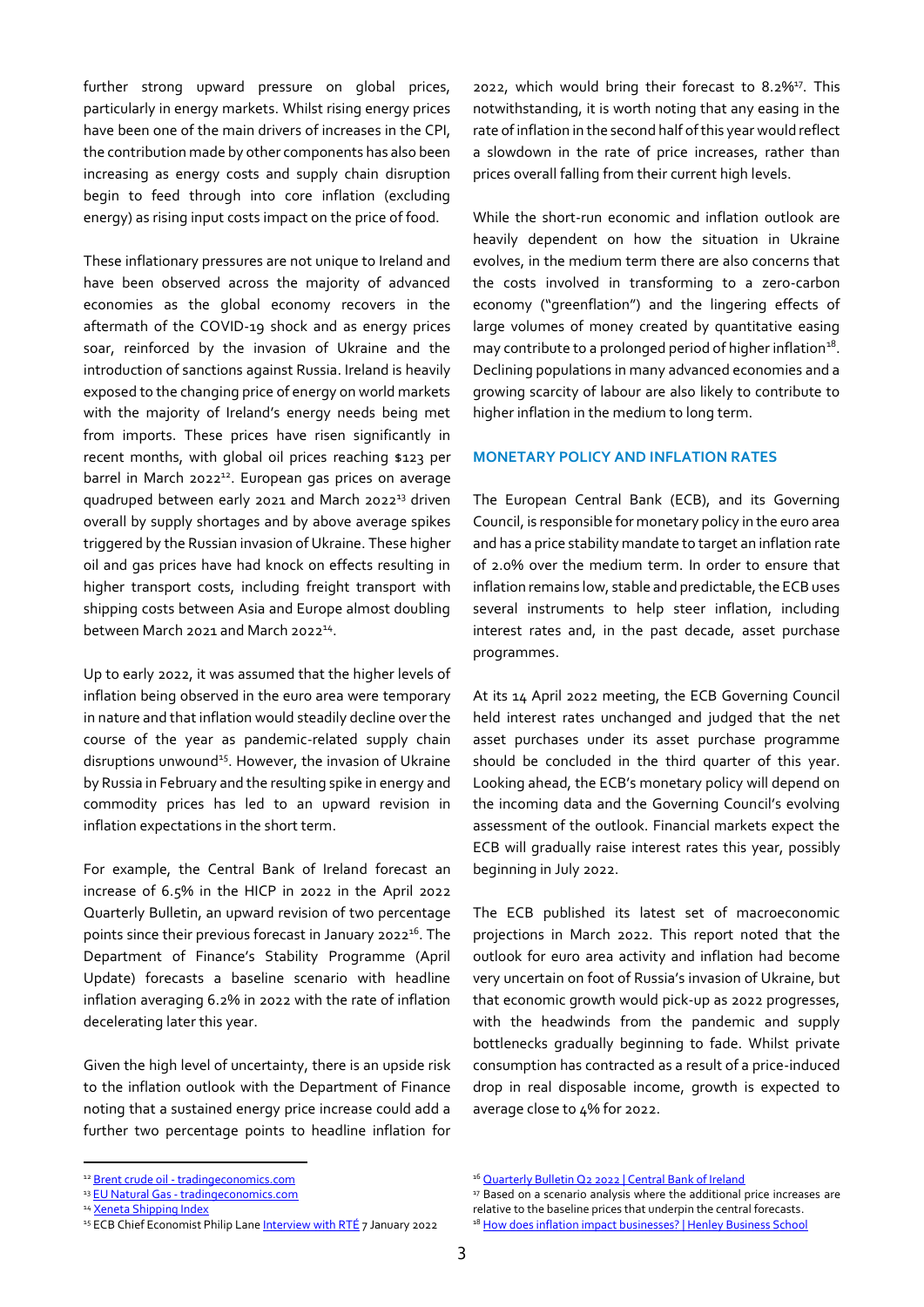further strong upward pressure on global prices, particularly in energy markets. Whilst rising energy prices have been one of the main drivers of increases in the CPI, the contribution made by other components has also been increasing as energy costs and supply chain disruption begin to feed through into core inflation (excluding energy) as rising input costs impact on the price of food.

These inflationary pressures are not unique to Ireland and have been observed across the majority of advanced economies as the global economy recovers in the aftermath of the COVID-19 shock and as energy prices soar, reinforced by the invasion of Ukraine and the introduction of sanctions against Russia. Ireland is heavily exposed to the changing price of energy on world markets with the majority of Ireland's energy needs being met from imports. These prices have risen significantly in recent months, with global oil prices reaching $123 per barrel in March 2022[12]. European gas prices on average quadrupled between early 2021 and March 2022[13] driven overall by supply shortages and by above average spikes triggered by the Russian invasion of Ukraine. These higher oil and gas prices have had knock on effects resulting in higher transport costs, including freight transport with shipping costs between Asia and Europe almost doubling between March 2021 and March 2022[14].

Up to early 2022, it was assumed that the higher levels of inflation being observed in the euro area were temporary in nature and that inflation would steadily decline over the course of the year as pandemic-related supply chain disruptions unwound[15]. However, the invasion of Ukraine by Russia in February and the resulting spike in energy and commodity prices has led to an upward revision in inflation expectations in the short term.

For example, the Central Bank of Ireland forecast an increase of 6.5% in the HICP in 2022 in the April 2022 Quarterly Bulletin, an upward revision of two percentage points since their previous forecast in January 2022[16]. The Department of Finance's Stability Programme (April Update) forecasts a baseline scenario with headline inflation averaging 6.2% in 2022 with the rate of inflation decelerating later this year.

Given the high level of uncertainty, there is an upside risk to the inflation outlook with the Department of Finance noting that a sustained energy price increase could add a further two percentage points to headline inflation for 2022, which would bring their forecast to 8.2%[17]. This notwithstanding, it is worth noting that any easing in the rate of inflation in the second half of this year would reflect a slowdown in the rate of price increases, rather than prices overall falling from their current high levels.

While the short-run economic and inflation outlook are heavily dependent on how the situation in Ukraine evolves, in the medium term there are also concerns that the costs involved in transforming to a zero-carbon economy ("greenflation") and the lingering effects of large volumes of money created by quantitative easing may contribute to a prolonged period of higher inflation[18]. Declining populations in many advanced economies and a growing scarcity of labour are also likely to contribute to higher inflation in the medium to long term.

## MONETARY POLICY AND INFLATION RATES

The European Central Bank (ECB), and its Governing Council, is responsible for monetary policy in the euro area and has a price stability mandate to target an inflation rate of 2.0% over the medium term. In order to ensure that inflation remains low, stable and predictable, the ECB uses several instruments to help steer inflation, including interest rates and, in the past decade, asset purchase programmes.

At its 14 April 2022 meeting, the ECB Governing Council held interest rates unchanged and judged that the net asset purchases under its asset purchase programme should be concluded in the third quarter of this year. Looking ahead, the ECB's monetary policy will depend on the incoming data and the Governing Council's evolving assessment of the outlook. Financial markets expect the ECB will gradually raise interest rates this year, possibly beginning in July 2022.

The ECB published its latest set of macroeconomic projections in March 2022. This report noted that the outlook for euro area activity and inflation had become very uncertain on foot of Russia's invasion of Ukraine, but that economic growth would pick-up as 2022 progresses, with the headwinds from the pandemic and supply bottlenecks gradually beginning to fade. Whilst private consumption has contracted as a result of a price-induced drop in real disposable income, growth is expected to average close to 4% for 2022.

---

[12] Brent crude oil - tradingeconomics.com

[13] EU Natural Gas - tradingeconomics.com

[14] Xeneta Shipping Index

[15] ECB Chief Economist Philip Lane Interview with RTÉ 7 January 2022

[16] Quarterly Bulletin Q2 2022 | Central Bank of Ireland

[17] Based on a scenario analysis where the additional price increases are relative to the baseline prices that underpin the central forecasts.

[18] How does inflation impact businesses? | Henley Business School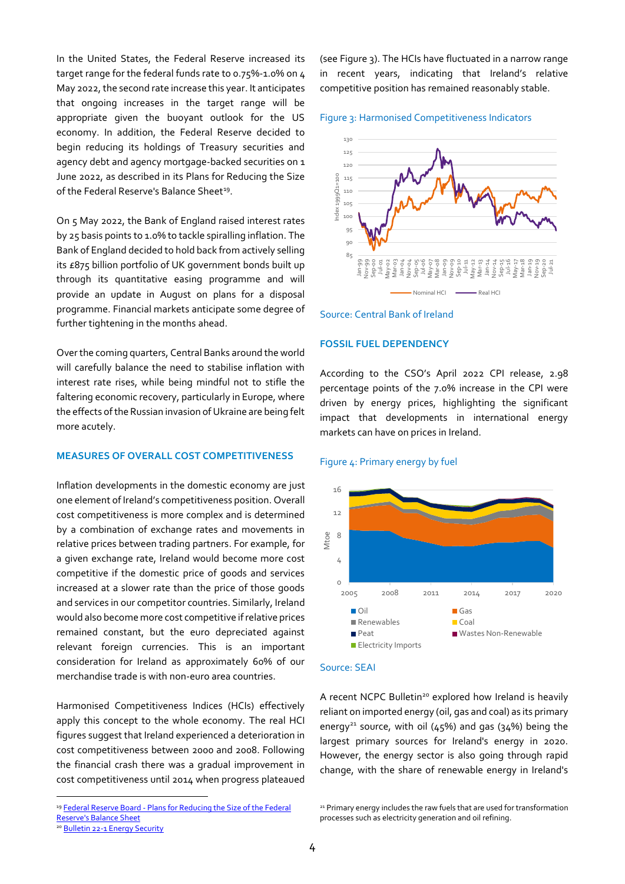In the United States, the Federal Reserve increased its target range for the federal funds rate to 0.75%-1.0% on 4 May 2022, the second rate increase this year. It anticipates that ongoing increases in the target range will be appropriate given the buoyant outlook for the US economy. In addition, the Federal Reserve decided to begin reducing its holdings of Treasury securities and agency debt and agency mortgage-backed securities on 1 June 2022, as described in its Plans for Reducing the Size of the Federal Reserve's Balance Sheet[19].

On 5 May 2022, the Bank of England raised interest rates by 25 basis points to 1.0% to tackle spiralling inflation. The Bank of England decided to hold back from actively selling its £875 billion portfolio of UK government bonds built up through its quantitative easing programme and will provide an update in August on plans for a disposal programme. Financial markets anticipate some degree of further tightening in the months ahead.

Over the coming quarters, Central Banks around the world will carefully balance the need to stabilise inflation with interest rate rises, while being mindful not to stifle the faltering economic recovery, particularly in Europe, where the effects of the Russian invasion of Ukraine are being felt more acutely.

## MEASURES OF OVERALL COST COMPETITIVENESS

Inflation developments in the domestic economy are just one element of Ireland's competitiveness position. Overall cost competitiveness is more complex and is determined by a combination of exchange rates and movements in relative prices between trading partners. For example, for a given exchange rate, Ireland would become more cost competitive if the domestic price of goods and services increased at a slower rate than the price of those goods and services in our competitor countries. Similarly, Ireland would also become more cost competitive if relative prices remained constant, but the euro depreciated against relevant foreign currencies. This is an important consideration for Ireland as approximately 60% of our merchandise trade is with non-euro area countries.

Harmonised Competitiveness Indices (HCIs) effectively apply this concept to the whole economy. The real HCI figures suggest that Ireland experienced a deterioration in cost competitiveness between 2000 and 2008. Following the financial crash there was a gradual improvement in cost competitiveness until 2014 when progress plateaued (see Figure 3). The HCIs have fluctuated in a narrow range in recent years, indicating that Ireland's relative competitive position has remained reasonably stable.

Figure 3: Harmonised Competitiveness Indicators

Source: Central Bank of Ireland

## FOSSIL FUEL DEPENDENCY

According to the CSO's April 2022 CPI release, 2.98 percentage points of the 7.0% increase in the CPI were driven by energy prices, highlighting the significant impact that developments in international energy markets can have on prices in Ireland.

Figure 4: Primary energy by fuel

Source: SEAI

A recent NCPC Bulletin[20] explored how Ireland is heavily reliant on imported energy (oil, gas and coal) as its primary energy[21] source, with oil (45%) and gas (34%) being the largest primary sources for Ireland's energy in 2020. However, the energy sector is also going through rapid change, with the share of renewable energy in Ireland's

---

[19] Federal Reserve Board - Plans for Reducing the Size of the Federal Reserve's Balance Sheet

[20] Bulletin 22-1 Energy Security

[21] Primary energy includes the raw fuels that are used for transformation processes such as electricity generation and oil refining.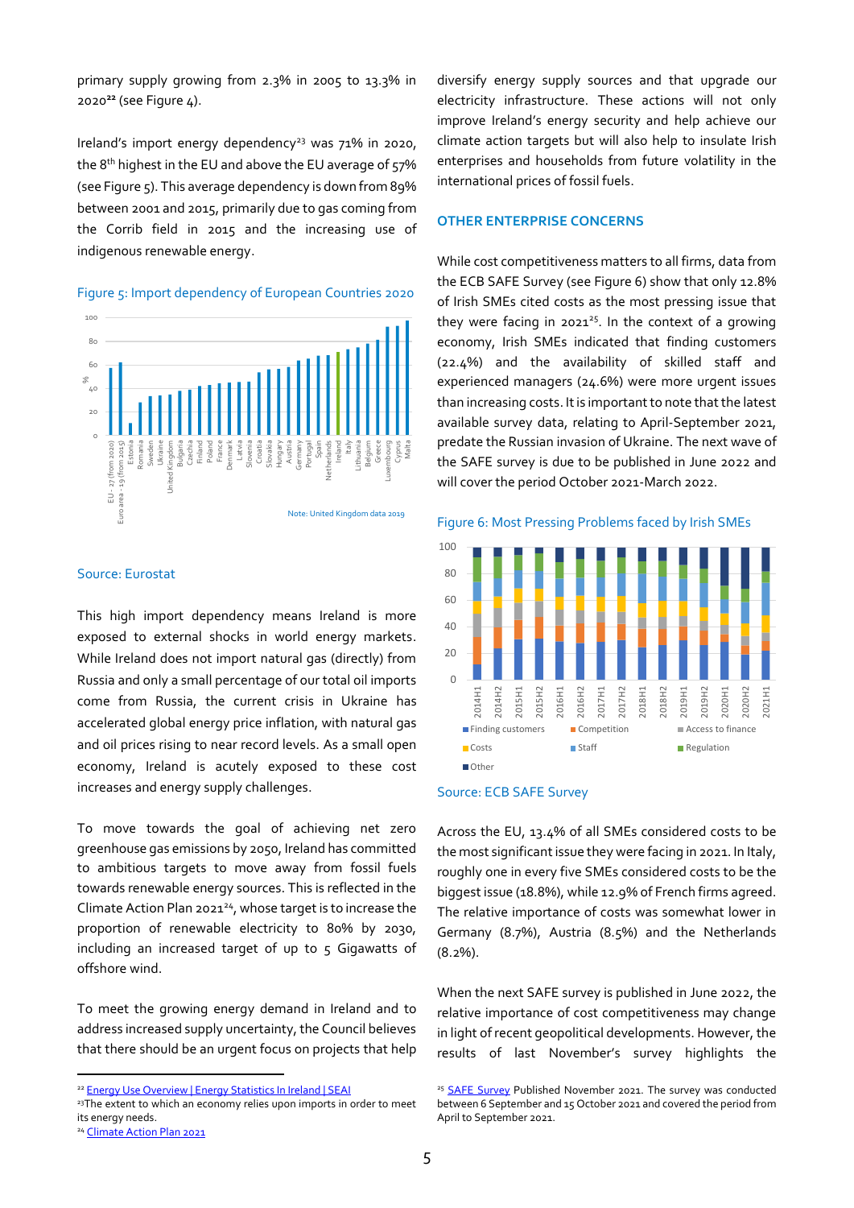primary supply growing from 2.3% in 2005 to 13.3% in 2020[22] (see Figure 4).

Ireland's import energy dependency[23] was 71% in 2020, the 8th highest in the EU and above the EU average of 57% (see Figure 5). This average dependency is down from 89% between 2001 and 2015, primarily due to gas coming from the Corrib field in 2015 and the increasing use of indigenous renewable energy.

Figure 5: Import dependency of European Countries 2020

Note: United Kingdom data 2019

Source: Eurostat

This high import dependency means Ireland is more exposed to external shocks in world energy markets. While Ireland does not import natural gas (directly) from Russia and only a small percentage of our total oil imports come from Russia, the current crisis in Ukraine has accelerated global energy price inflation, with natural gas and oil prices rising to near record levels. As a small open economy, Ireland is acutely exposed to these cost increases and energy supply challenges.

To move towards the goal of achieving net zero greenhouse gas emissions by 2050, Ireland has committed to ambitious targets to move away from fossil fuels towards renewable energy sources. This is reflected in the Climate Action Plan 2021[24], whose target is to increase the proportion of renewable electricity to 80% by 2030, including an increased target of up to 5 Gigawatts of offshore wind.

To meet the growing energy demand in Ireland and to address increased supply uncertainty, the Council believes that there should be an urgent focus on projects that help diversify energy supply sources and that upgrade our electricity infrastructure. These actions will not only improve Ireland's energy security and help achieve our climate action targets but will also help to insulate Irish enterprises and households from future volatility in the international prices of fossil fuels.

### OTHER ENTERPRISE CONCERNS

While cost competitiveness matters to all firms, data from the ECB SAFE Survey (see Figure 6) show that only 12.8% of Irish SMEs cited costs as the most pressing issue that they were facing in 2021[25]. In the context of a growing economy, Irish SMEs indicated that finding customers (22.4%) and the availability of skilled staff and experienced managers (24.6%) were more urgent issues than increasing costs. It is important to note that the latest available survey data, relating to April-September 2021, predate the Russian invasion of Ukraine. The next wave of the SAFE survey is due to be published in June 2022 and will cover the period October 2021-March 2022.

Figure 6: Most Pressing Problems faced by Irish SMEs

Source: ECB SAFE Survey

Across the EU, 13.4% of all SMEs considered costs to be the most significant issue they were facing in 2021. In Italy, roughly one in every five SMEs considered costs to be the biggest issue (18.8%), while 12.9% of French firms agreed. The relative importance of costs was somewhat lower in Germany (8.7%), Austria (8.5%) and the Netherlands (8.2%).

When the next SAFE survey is published in June 2022, the relative importance of cost competitiveness may change in light of recent geopolitical developments. However, the results of last November's survey highlights the

[22] Energy Use Overview | Energy Statistics In Ireland | SEAI

[23] The extent to which an economy relies upon imports in order to meet its energy needs.

[24] Climate Action Plan 2021

[25] SAFE Survey Published November 2021. The survey was conducted between 6 September and 15 October 2021 and covered the period from April to September 2021.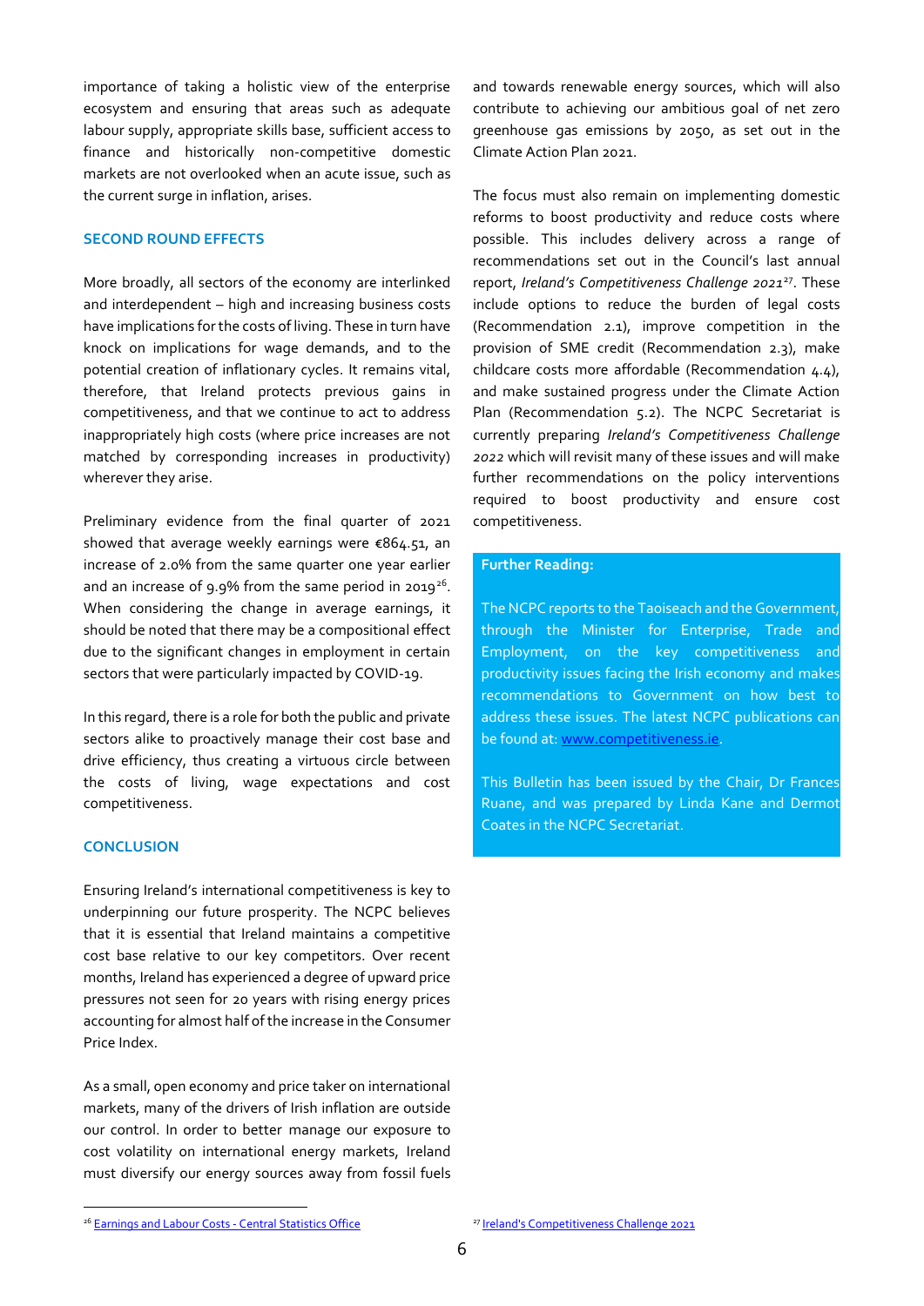importance of taking a holistic view of the enterprise ecosystem and ensuring that areas such as adequate labour supply, appropriate skills base, sufficient access to finance and historically non-competitive domestic markets are not overlooked when an acute issue, such as the current surge in inflation, arises.

## SECOND ROUND EFFECTS

More broadly, all sectors of the economy are interlinked and interdependent – high and increasing business costs have implications for the costs of living. These in turn have knock on implications for wage demands, and to the potential creation of inflationary cycles. It remains vital, therefore, that Ireland protects previous gains in competitiveness, and that we continue to act to address inappropriately high costs (where price increases are not matched by corresponding increases in productivity) wherever they arise.

Preliminary evidence from the final quarter of 2021 showed that average weekly earnings were €864.51, an increase of 2.0% from the same quarter one year earlier and an increase of 9.9% from the same period in 2019[26]. When considering the change in average earnings, it should be noted that there may be a compositional effect due to the significant changes in employment in certain sectors that were particularly impacted by COVID-19.

In this regard, there is a role for both the public and private sectors alike to proactively manage their cost base and drive efficiency, thus creating a virtuous circle between the costs of living, wage expectations and cost competitiveness.

## CONCLUSION

Ensuring Ireland's international competitiveness is key to underpinning our future prosperity. The NCPC believes that it is essential that Ireland maintains a competitive cost base relative to our key competitors. Over recent months, Ireland has experienced a degree of upward price pressures not seen for 20 years with rising energy prices accounting for almost half of the increase in the Consumer Price Index.

As a small, open economy and price taker on international markets, many of the drivers of Irish inflation are outside our control. In order to better manage our exposure to cost volatility on international energy markets, Ireland must diversify our energy sources away from fossil fuels and towards renewable energy sources, which will also contribute to achieving our ambitious goal of net zero greenhouse gas emissions by 2050, as set out in the Climate Action Plan 2021.

The focus must also remain on implementing domestic reforms to boost productivity and reduce costs where possible. This includes delivery across a range of recommendations set out in the Council's last annual report, *Ireland's Competitiveness Challenge 2021*[27]. These include options to reduce the burden of legal costs (Recommendation 2.1), improve competition in the provision of SME credit (Recommendation 2.3), make childcare costs more affordable (Recommendation 4.4), and make sustained progress under the Climate Action Plan (Recommendation 5.2). The NCPC Secretariat is currently preparing *Ireland's Competitiveness Challenge 2022* which will revisit many of these issues and will make further recommendations on the policy interventions required to boost productivity and ensure cost competitiveness.

**Further Reading:**

The NCPC reports to the Taoiseach and the Government, through the Minister for Enterprise, Trade and Employment, on the key competitiveness and productivity issues facing the Irish economy and makes recommendations to Government on how best to address these issues. The latest NCPC publications can be found at: [www.competitiveness.ie](http://www.competitiveness.ie).

This Bulletin has been issued by the Chair, Dr Frances Ruane, and was prepared by Linda Kane and Dermot Coates in the NCPC Secretariat.

---

[26] Earnings and Labour Costs - Central Statistics Office

[27] Ireland's Competitiveness Challenge 2021